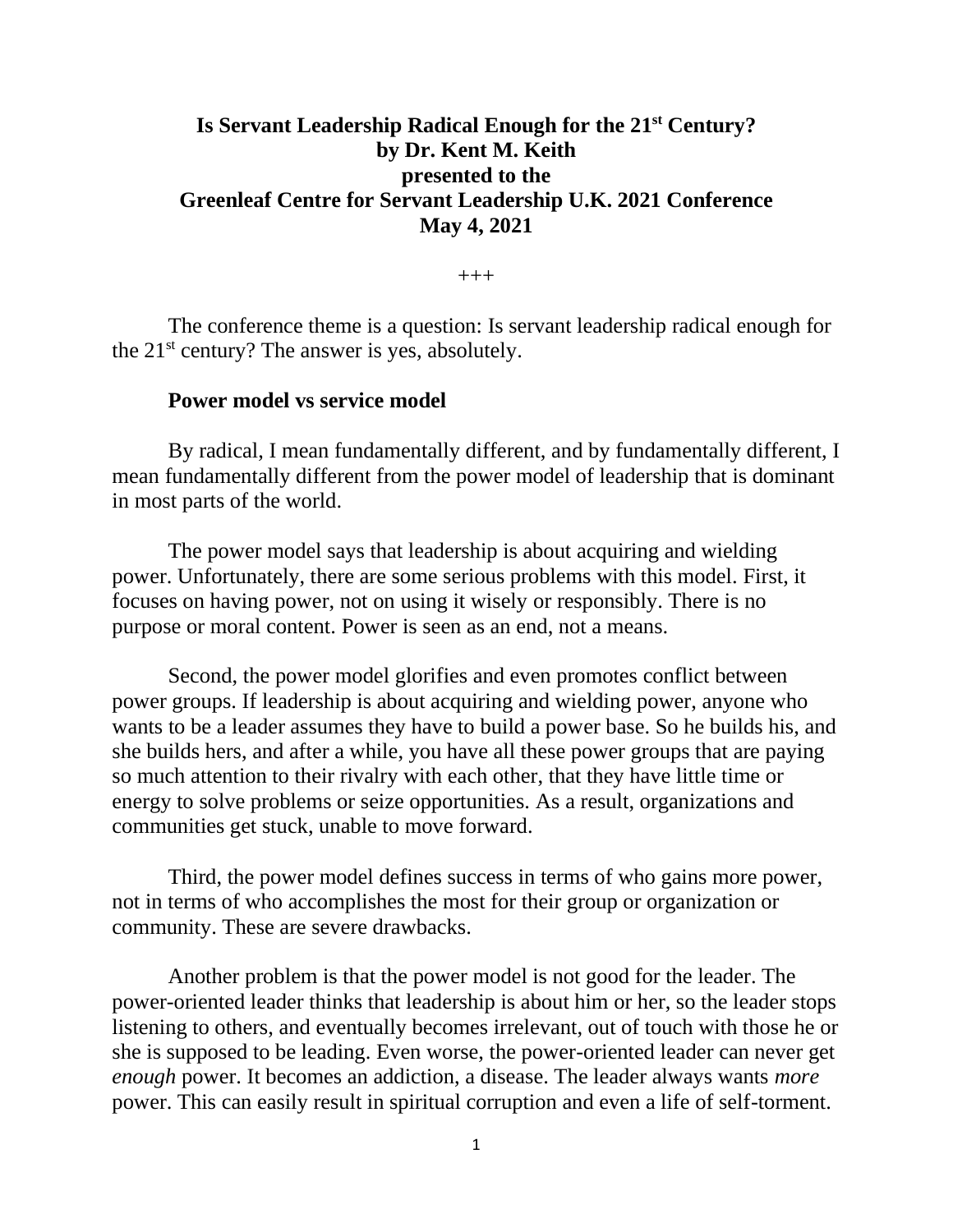# Is Servant Leadership Radical Enough for the 21st Century?
**by Dr. Kent M. Keith**
**presented to the**
**Greenleaf Centre for Servant Leadership U.K. 2021 Conference**
**May 4, 2021**

+++

The conference theme is a question: Is servant leadership radical enough for the 21st century? The answer is yes, absolutely.

## Power model vs service model

By radical, I mean fundamentally different, and by fundamentally different, I mean fundamentally different from the power model of leadership that is dominant in most parts of the world.

The power model says that leadership is about acquiring and wielding power. Unfortunately, there are some serious problems with this model. First, it focuses on having power, not on using it wisely or responsibly. There is no purpose or moral content. Power is seen as an end, not a means.

Second, the power model glorifies and even promotes conflict between power groups. If leadership is about acquiring and wielding power, anyone who wants to be a leader assumes they have to build a power base. So he builds his, and she builds hers, and after a while, you have all these power groups that are paying so much attention to their rivalry with each other, that they have little time or energy to solve problems or seize opportunities. As a result, organizations and communities get stuck, unable to move forward.

Third, the power model defines success in terms of who gains more power, not in terms of who accomplishes the most for their group or organization or community. These are severe drawbacks.

Another problem is that the power model is not good for the leader. The power-oriented leader thinks that leadership is about him or her, so the leader stops listening to others, and eventually becomes irrelevant, out of touch with those he or she is supposed to be leading. Even worse, the power-oriented leader can never get *enough* power. It becomes an addiction, a disease. The leader always wants *more* power. This can easily result in spiritual corruption and even a life of self-torment.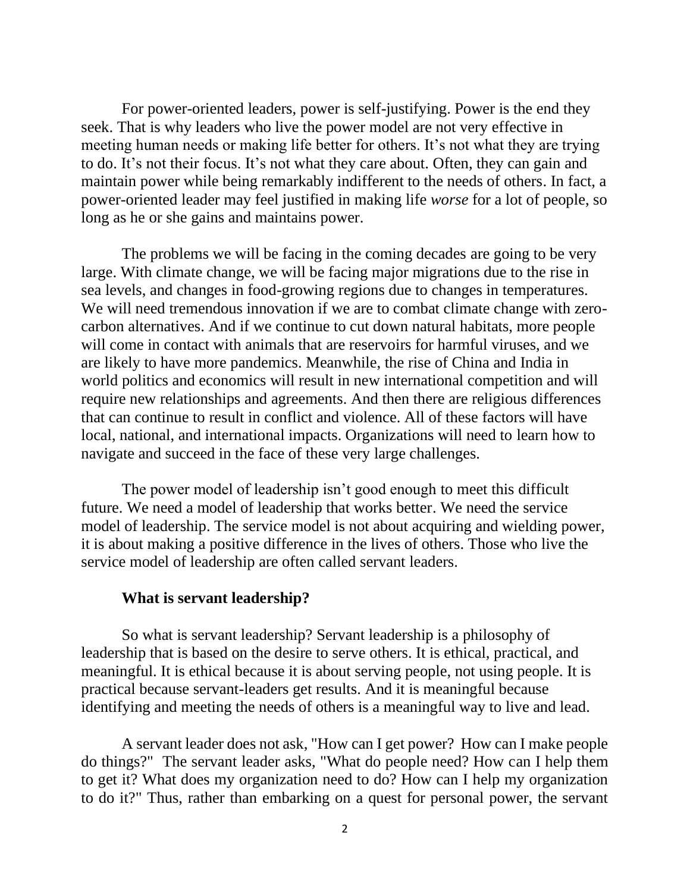For power-oriented leaders, power is self-justifying. Power is the end they seek. That is why leaders who live the power model are not very effective in meeting human needs or making life better for others. It's not what they are trying to do. It's not their focus. It's not what they care about. Often, they can gain and maintain power while being remarkably indifferent to the needs of others. In fact, a power-oriented leader may feel justified in making life *worse* for a lot of people, so long as he or she gains and maintains power.

The problems we will be facing in the coming decades are going to be very large. With climate change, we will be facing major migrations due to the rise in sea levels, and changes in food-growing regions due to changes in temperatures. We will need tremendous innovation if we are to combat climate change with zero-carbon alternatives. And if we continue to cut down natural habitats, more people will come in contact with animals that are reservoirs for harmful viruses, and we are likely to have more pandemics. Meanwhile, the rise of China and India in world politics and economics will result in new international competition and will require new relationships and agreements. And then there are religious differences that can continue to result in conflict and violence. All of these factors will have local, national, and international impacts. Organizations will need to learn how to navigate and succeed in the face of these very large challenges.

The power model of leadership isn't good enough to meet this difficult future. We need a model of leadership that works better. We need the service model of leadership. The service model is not about acquiring and wielding power, it is about making a positive difference in the lives of others. Those who live the service model of leadership are often called servant leaders.

### What is servant leadership?

So what is servant leadership? Servant leadership is a philosophy of leadership that is based on the desire to serve others. It is ethical, practical, and meaningful. It is ethical because it is about serving people, not using people. It is practical because servant-leaders get results. And it is meaningful because identifying and meeting the needs of others is a meaningful way to live and lead.

A servant leader does not ask, "How can I get power? How can I make people do things?" The servant leader asks, "What do people need? How can I help them to get it? What does my organization need to do? How can I help my organization to do it?" Thus, rather than embarking on a quest for personal power, the servant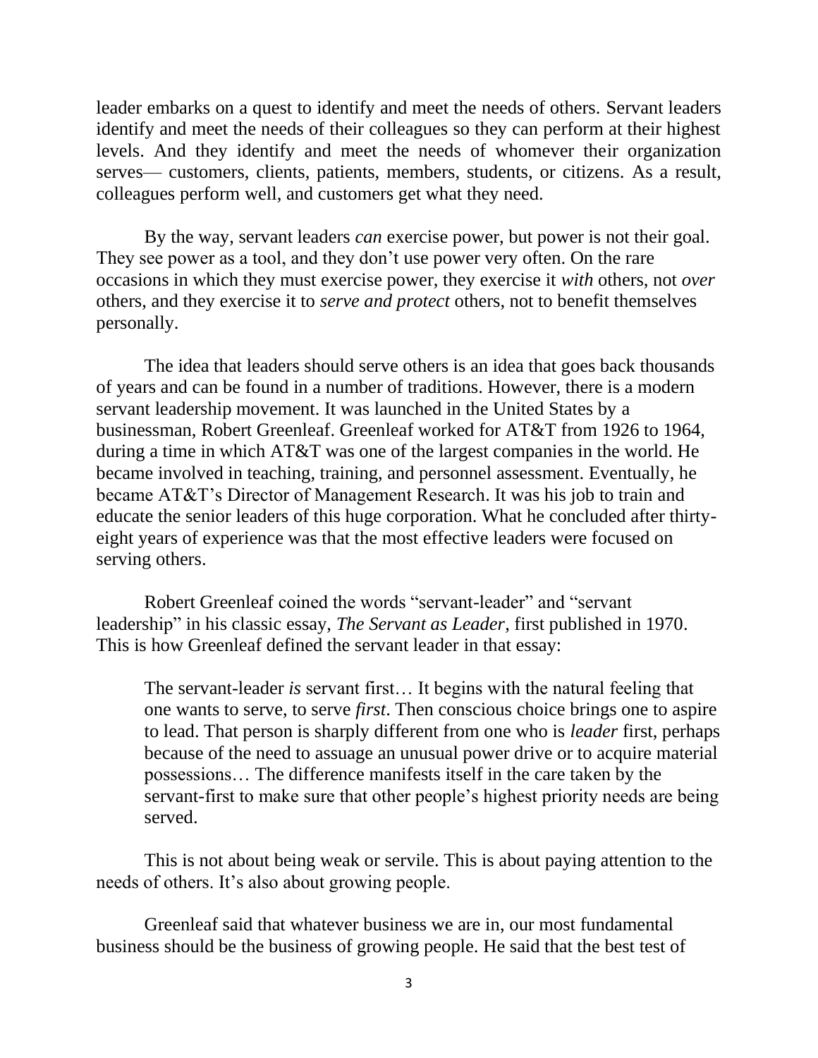leader embarks on a quest to identify and meet the needs of others. Servant leaders identify and meet the needs of their colleagues so they can perform at their highest levels. And they identify and meet the needs of whomever their organization serves— customers, clients, patients, members, students, or citizens. As a result, colleagues perform well, and customers get what they need.

By the way, servant leaders *can* exercise power, but power is not their goal. They see power as a tool, and they don't use power very often. On the rare occasions in which they must exercise power, they exercise it *with* others, not *over* others, and they exercise it to *serve and protect* others, not to benefit themselves personally.

The idea that leaders should serve others is an idea that goes back thousands of years and can be found in a number of traditions. However, there is a modern servant leadership movement. It was launched in the United States by a businessman, Robert Greenleaf. Greenleaf worked for AT&T from 1926 to 1964, during a time in which AT&T was one of the largest companies in the world. He became involved in teaching, training, and personnel assessment. Eventually, he became AT&T's Director of Management Research. It was his job to train and educate the senior leaders of this huge corporation. What he concluded after thirty-eight years of experience was that the most effective leaders were focused on serving others.

Robert Greenleaf coined the words "servant-leader" and "servant leadership" in his classic essay, *The Servant as Leader*, first published in 1970. This is how Greenleaf defined the servant leader in that essay:

> The servant-leader *is* servant first… It begins with the natural feeling that one wants to serve, to serve *first*. Then conscious choice brings one to aspire to lead. That person is sharply different from one who is *leader* first, perhaps because of the need to assuage an unusual power drive or to acquire material possessions… The difference manifests itself in the care taken by the servant-first to make sure that other people's highest priority needs are being served.

This is not about being weak or servile. This is about paying attention to the needs of others. It's also about growing people.

Greenleaf said that whatever business we are in, our most fundamental business should be the business of growing people. He said that the best test of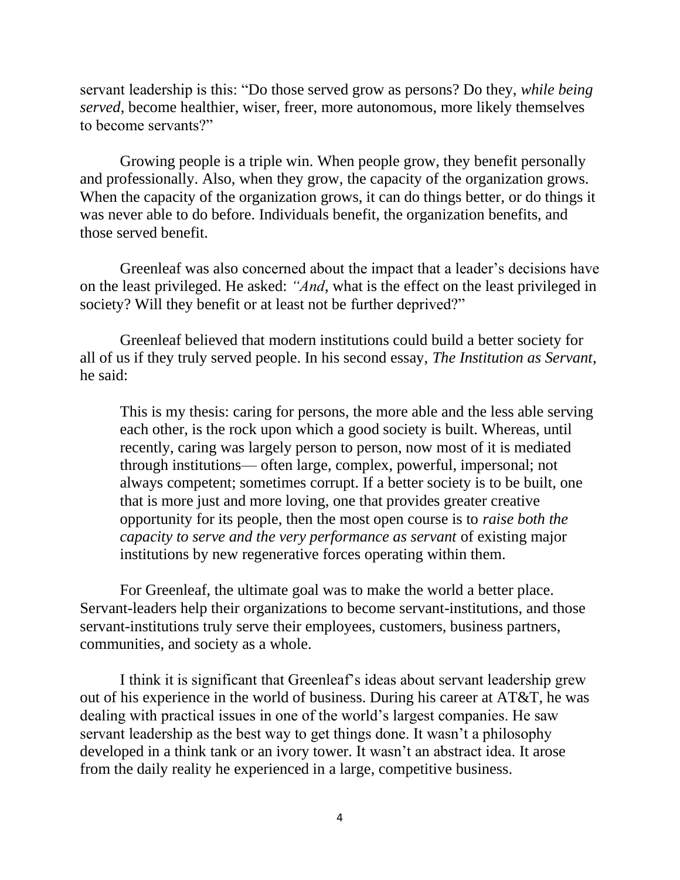servant leadership is this: "Do those served grow as persons? Do they, *while being served*, become healthier, wiser, freer, more autonomous, more likely themselves to become servants?"

Growing people is a triple win. When people grow, they benefit personally and professionally. Also, when they grow, the capacity of the organization grows. When the capacity of the organization grows, it can do things better, or do things it was never able to do before. Individuals benefit, the organization benefits, and those served benefit.

Greenleaf was also concerned about the impact that a leader's decisions have on the least privileged. He asked: *"And*, what is the effect on the least privileged in society? Will they benefit or at least not be further deprived?"

Greenleaf believed that modern institutions could build a better society for all of us if they truly served people. In his second essay, *The Institution as Servant*, he said:

> This is my thesis: caring for persons, the more able and the less able serving each other, is the rock upon which a good society is built. Whereas, until recently, caring was largely person to person, now most of it is mediated through institutions— often large, complex, powerful, impersonal; not always competent; sometimes corrupt. If a better society is to be built, one that is more just and more loving, one that provides greater creative opportunity for its people, then the most open course is to *raise both the capacity to serve and the very performance as servant* of existing major institutions by new regenerative forces operating within them.

For Greenleaf, the ultimate goal was to make the world a better place. Servant-leaders help their organizations to become servant-institutions, and those servant-institutions truly serve their employees, customers, business partners, communities, and society as a whole.

I think it is significant that Greenleaf's ideas about servant leadership grew out of his experience in the world of business. During his career at AT&T, he was dealing with practical issues in one of the world's largest companies. He saw servant leadership as the best way to get things done. It wasn't a philosophy developed in a think tank or an ivory tower. It wasn't an abstract idea. It arose from the daily reality he experienced in a large, competitive business.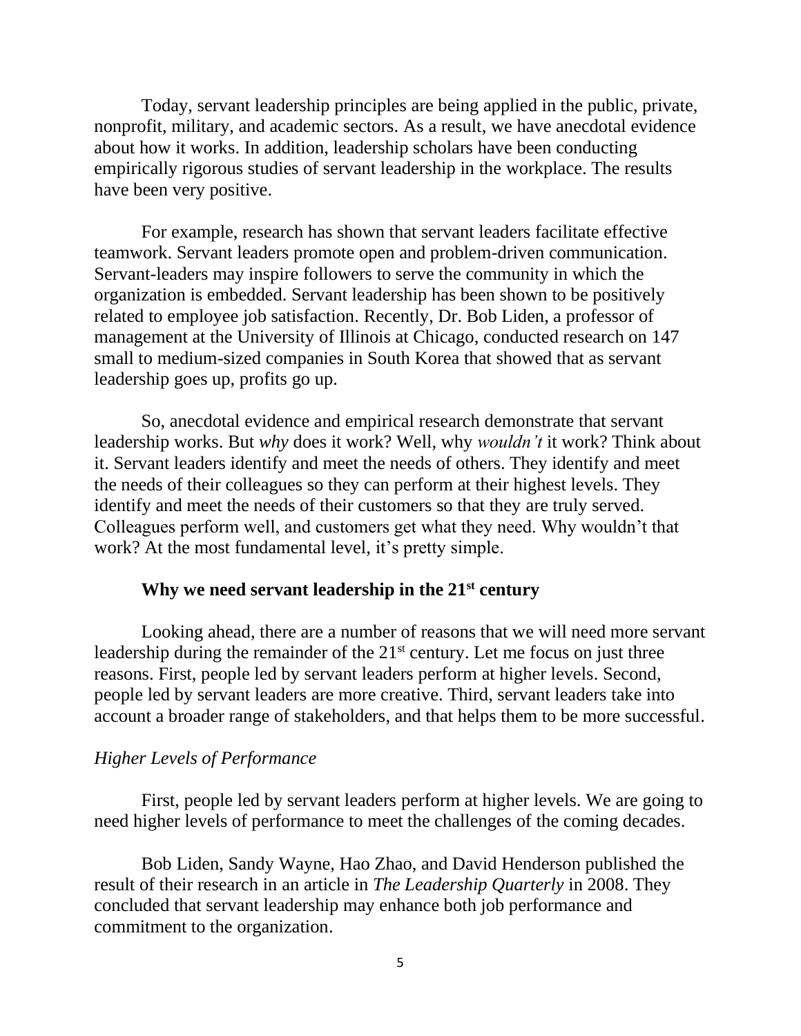Today, servant leadership principles are being applied in the public, private, nonprofit, military, and academic sectors. As a result, we have anecdotal evidence about how it works. In addition, leadership scholars have been conducting empirically rigorous studies of servant leadership in the workplace. The results have been very positive.

For example, research has shown that servant leaders facilitate effective teamwork. Servant leaders promote open and problem-driven communication. Servant-leaders may inspire followers to serve the community in which the organization is embedded. Servant leadership has been shown to be positively related to employee job satisfaction. Recently, Dr. Bob Liden, a professor of management at the University of Illinois at Chicago, conducted research on 147 small to medium-sized companies in South Korea that showed that as servant leadership goes up, profits go up.

So, anecdotal evidence and empirical research demonstrate that servant leadership works. But *why* does it work? Well, why *wouldn't* it work? Think about it. Servant leaders identify and meet the needs of others. They identify and meet the needs of their colleagues so they can perform at their highest levels. They identify and meet the needs of their customers so that they are truly served. Colleagues perform well, and customers get what they need. Why wouldn't that work? At the most fundamental level, it's pretty simple.

## Why we need servant leadership in the 21st century

Looking ahead, there are a number of reasons that we will need more servant leadership during the remainder of the 21st century. Let me focus on just three reasons. First, people led by servant leaders perform at higher levels. Second, people led by servant leaders are more creative. Third, servant leaders take into account a broader range of stakeholders, and that helps them to be more successful.

### *Higher Levels of Performance*

First, people led by servant leaders perform at higher levels. We are going to need higher levels of performance to meet the challenges of the coming decades.

Bob Liden, Sandy Wayne, Hao Zhao, and David Henderson published the result of their research in an article in *The Leadership Quarterly* in 2008. They concluded that servant leadership may enhance both job performance and commitment to the organization.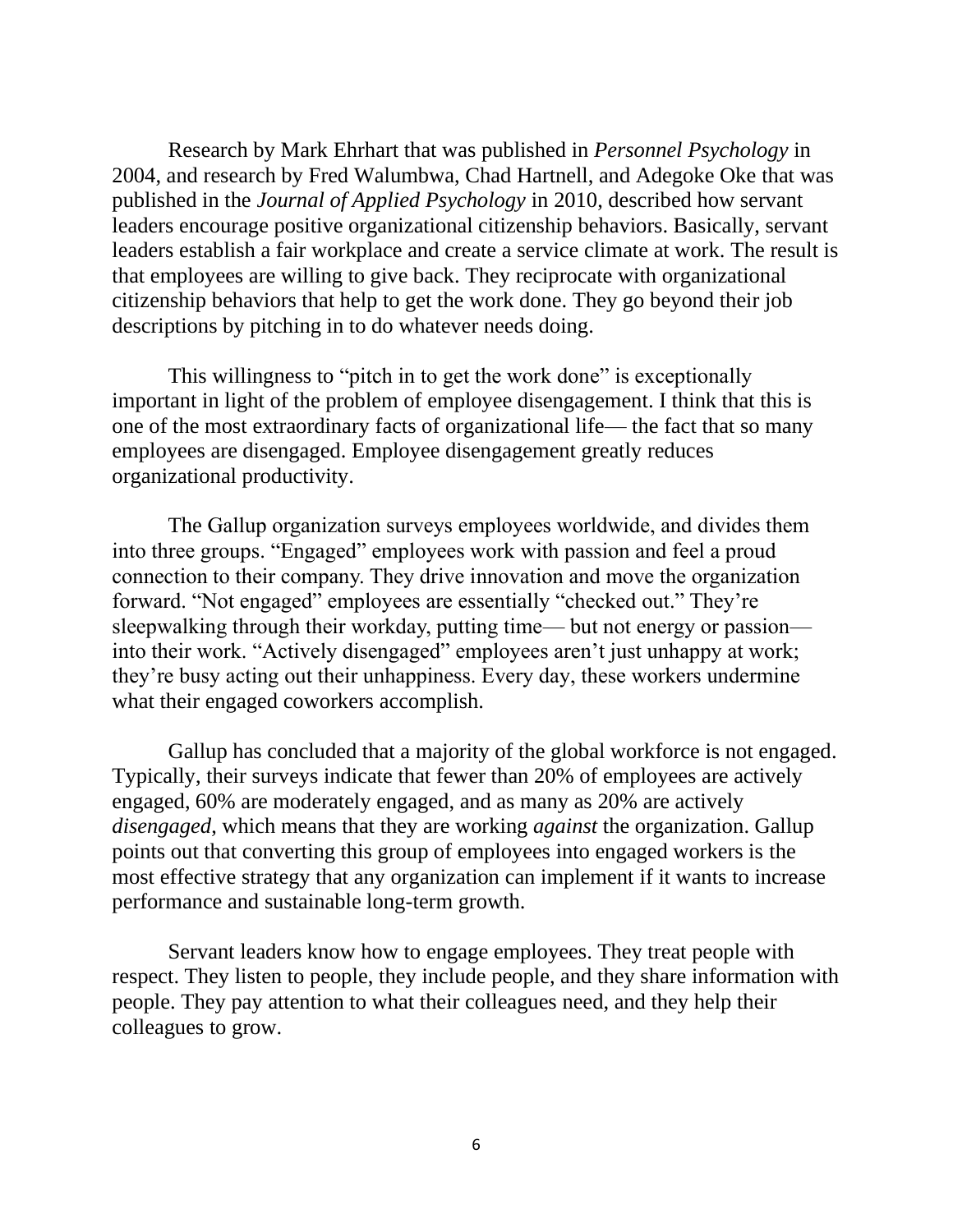Research by Mark Ehrhart that was published in *Personnel Psychology* in 2004, and research by Fred Walumbwa, Chad Hartnell, and Adegoke Oke that was published in the *Journal of Applied Psychology* in 2010, described how servant leaders encourage positive organizational citizenship behaviors. Basically, servant leaders establish a fair workplace and create a service climate at work. The result is that employees are willing to give back. They reciprocate with organizational citizenship behaviors that help to get the work done. They go beyond their job descriptions by pitching in to do whatever needs doing.

This willingness to "pitch in to get the work done" is exceptionally important in light of the problem of employee disengagement. I think that this is one of the most extraordinary facts of organizational life— the fact that so many employees are disengaged. Employee disengagement greatly reduces organizational productivity.

The Gallup organization surveys employees worldwide, and divides them into three groups. "Engaged" employees work with passion and feel a proud connection to their company. They drive innovation and move the organization forward. "Not engaged" employees are essentially "checked out." They're sleepwalking through their workday, putting time— but not energy or passion— into their work. "Actively disengaged" employees aren't just unhappy at work; they're busy acting out their unhappiness. Every day, these workers undermine what their engaged coworkers accomplish.

Gallup has concluded that a majority of the global workforce is not engaged. Typically, their surveys indicate that fewer than 20% of employees are actively engaged, 60% are moderately engaged, and as many as 20% are actively *disengaged*, which means that they are working *against* the organization. Gallup points out that converting this group of employees into engaged workers is the most effective strategy that any organization can implement if it wants to increase performance and sustainable long-term growth.

Servant leaders know how to engage employees. They treat people with respect. They listen to people, they include people, and they share information with people. They pay attention to what their colleagues need, and they help their colleagues to grow.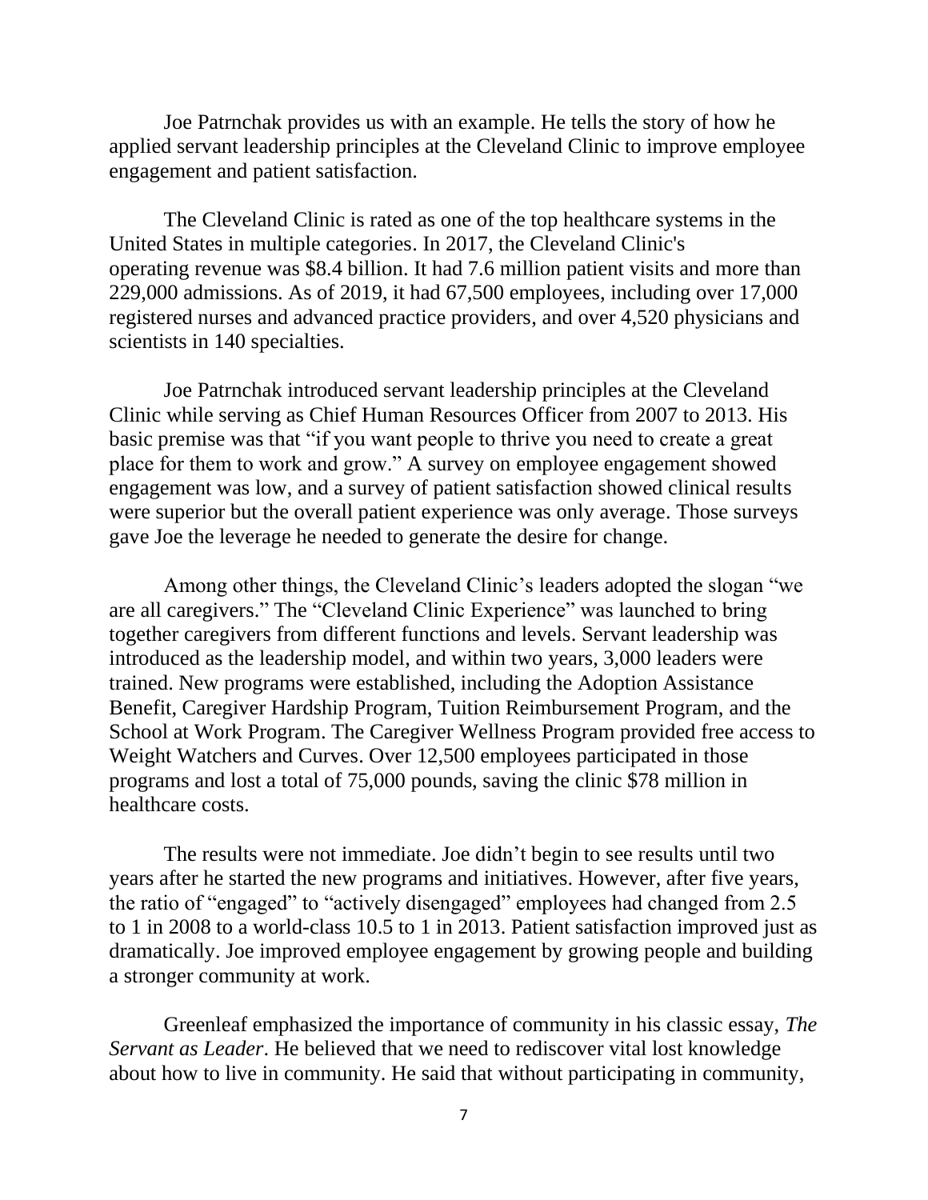Joe Patrnchak provides us with an example. He tells the story of how he applied servant leadership principles at the Cleveland Clinic to improve employee engagement and patient satisfaction.

The Cleveland Clinic is rated as one of the top healthcare systems in the United States in multiple categories. In 2017, the Cleveland Clinic's operating revenue was $8.4 billion. It had 7.6 million patient visits and more than 229,000 admissions. As of 2019, it had 67,500 employees, including over 17,000 registered nurses and advanced practice providers, and over 4,520 physicians and scientists in 140 specialties.

Joe Patrnchak introduced servant leadership principles at the Cleveland Clinic while serving as Chief Human Resources Officer from 2007 to 2013. His basic premise was that "if you want people to thrive you need to create a great place for them to work and grow." A survey on employee engagement showed engagement was low, and a survey of patient satisfaction showed clinical results were superior but the overall patient experience was only average. Those surveys gave Joe the leverage he needed to generate the desire for change.

Among other things, the Cleveland Clinic's leaders adopted the slogan "we are all caregivers." The "Cleveland Clinic Experience" was launched to bring together caregivers from different functions and levels. Servant leadership was introduced as the leadership model, and within two years, 3,000 leaders were trained. New programs were established, including the Adoption Assistance Benefit, Caregiver Hardship Program, Tuition Reimbursement Program, and the School at Work Program. The Caregiver Wellness Program provided free access to Weight Watchers and Curves. Over 12,500 employees participated in those programs and lost a total of 75,000 pounds, saving the clinic $78 million in healthcare costs.

The results were not immediate. Joe didn't begin to see results until two years after he started the new programs and initiatives. However, after five years, the ratio of "engaged" to "actively disengaged" employees had changed from 2.5 to 1 in 2008 to a world-class 10.5 to 1 in 2013. Patient satisfaction improved just as dramatically. Joe improved employee engagement by growing people and building a stronger community at work.

Greenleaf emphasized the importance of community in his classic essay, *The Servant as Leader*. He believed that we need to rediscover vital lost knowledge about how to live in community. He said that without participating in community,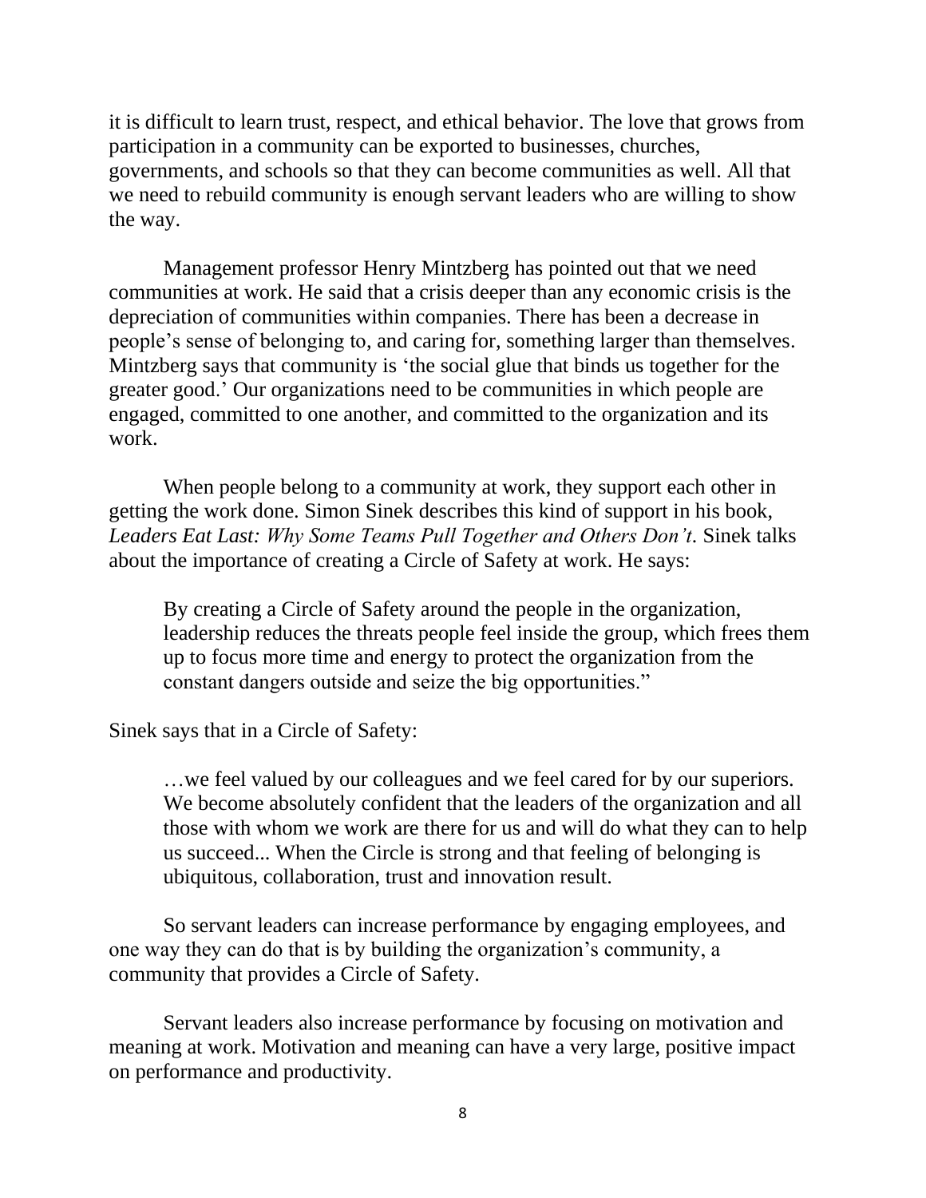it is difficult to learn trust, respect, and ethical behavior. The love that grows from participation in a community can be exported to businesses, churches, governments, and schools so that they can become communities as well. All that we need to rebuild community is enough servant leaders who are willing to show the way.

Management professor Henry Mintzberg has pointed out that we need communities at work. He said that a crisis deeper than any economic crisis is the depreciation of communities within companies. There has been a decrease in people's sense of belonging to, and caring for, something larger than themselves. Mintzberg says that community is 'the social glue that binds us together for the greater good.' Our organizations need to be communities in which people are engaged, committed to one another, and committed to the organization and its work.

When people belong to a community at work, they support each other in getting the work done. Simon Sinek describes this kind of support in his book, *Leaders Eat Last: Why Some Teams Pull Together and Others Don't*. Sinek talks about the importance of creating a Circle of Safety at work. He says:

> By creating a Circle of Safety around the people in the organization, leadership reduces the threats people feel inside the group, which frees them up to focus more time and energy to protect the organization from the constant dangers outside and seize the big opportunities."

Sinek says that in a Circle of Safety:

> …we feel valued by our colleagues and we feel cared for by our superiors. We become absolutely confident that the leaders of the organization and all those with whom we work are there for us and will do what they can to help us succeed... When the Circle is strong and that feeling of belonging is ubiquitous, collaboration, trust and innovation result.

So servant leaders can increase performance by engaging employees, and one way they can do that is by building the organization's community, a community that provides a Circle of Safety.

Servant leaders also increase performance by focusing on motivation and meaning at work. Motivation and meaning can have a very large, positive impact on performance and productivity.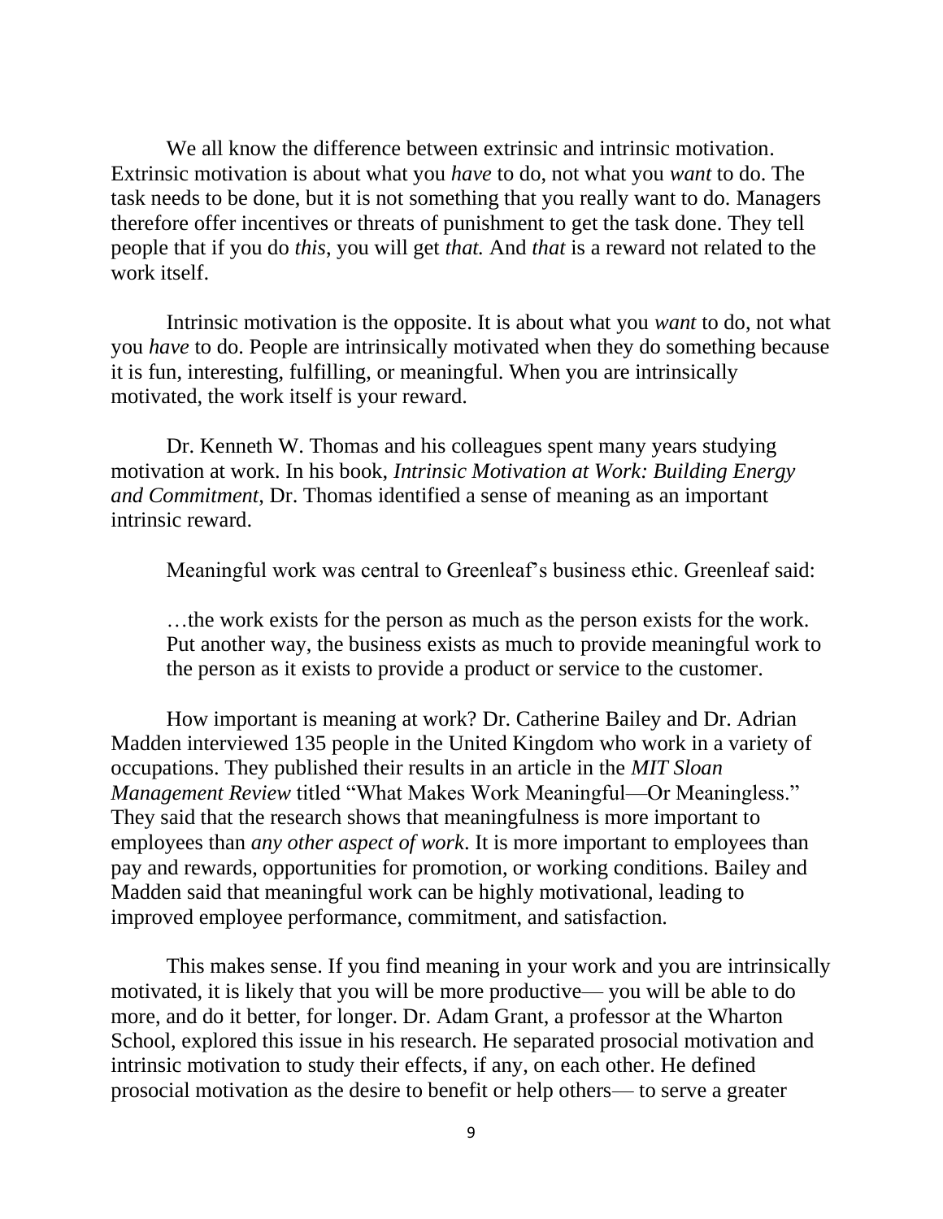We all know the difference between extrinsic and intrinsic motivation. Extrinsic motivation is about what you *have* to do, not what you *want* to do. The task needs to be done, but it is not something that you really want to do. Managers therefore offer incentives or threats of punishment to get the task done. They tell people that if you do *this*, you will get *that.* And *that* is a reward not related to the work itself.

Intrinsic motivation is the opposite. It is about what you *want* to do, not what you *have* to do. People are intrinsically motivated when they do something because it is fun, interesting, fulfilling, or meaningful. When you are intrinsically motivated, the work itself is your reward.

Dr. Kenneth W. Thomas and his colleagues spent many years studying motivation at work. In his book, *Intrinsic Motivation at Work: Building Energy and Commitment*, Dr. Thomas identified a sense of meaning as an important intrinsic reward.

Meaningful work was central to Greenleaf's business ethic. Greenleaf said:

> …the work exists for the person as much as the person exists for the work. Put another way, the business exists as much to provide meaningful work to the person as it exists to provide a product or service to the customer.

How important is meaning at work? Dr. Catherine Bailey and Dr. Adrian Madden interviewed 135 people in the United Kingdom who work in a variety of occupations. They published their results in an article in the *MIT Sloan Management Review* titled "What Makes Work Meaningful—Or Meaningless." They said that the research shows that meaningfulness is more important to employees than *any other aspect of work*. It is more important to employees than pay and rewards, opportunities for promotion, or working conditions. Bailey and Madden said that meaningful work can be highly motivational, leading to improved employee performance, commitment, and satisfaction.

This makes sense. If you find meaning in your work and you are intrinsically motivated, it is likely that you will be more productive— you will be able to do more, and do it better, for longer. Dr. Adam Grant, a professor at the Wharton School, explored this issue in his research. He separated prosocial motivation and intrinsic motivation to study their effects, if any, on each other. He defined prosocial motivation as the desire to benefit or help others— to serve a greater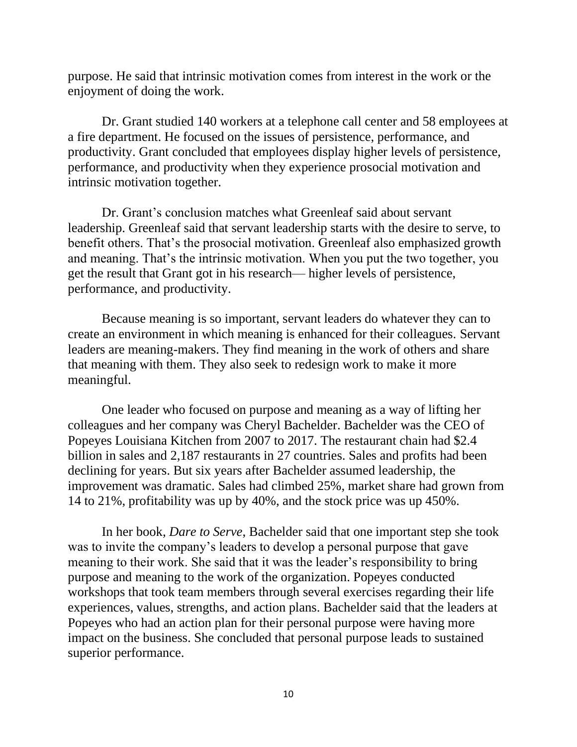purpose. He said that intrinsic motivation comes from interest in the work or the enjoyment of doing the work.

Dr. Grant studied 140 workers at a telephone call center and 58 employees at a fire department. He focused on the issues of persistence, performance, and productivity. Grant concluded that employees display higher levels of persistence, performance, and productivity when they experience prosocial motivation and intrinsic motivation together.

Dr. Grant's conclusion matches what Greenleaf said about servant leadership. Greenleaf said that servant leadership starts with the desire to serve, to benefit others. That's the prosocial motivation. Greenleaf also emphasized growth and meaning. That's the intrinsic motivation. When you put the two together, you get the result that Grant got in his research— higher levels of persistence, performance, and productivity.

Because meaning is so important, servant leaders do whatever they can to create an environment in which meaning is enhanced for their colleagues. Servant leaders are meaning-makers. They find meaning in the work of others and share that meaning with them. They also seek to redesign work to make it more meaningful.

One leader who focused on purpose and meaning as a way of lifting her colleagues and her company was Cheryl Bachelder. Bachelder was the CEO of Popeyes Louisiana Kitchen from 2007 to 2017. The restaurant chain had $2.4 billion in sales and 2,187 restaurants in 27 countries. Sales and profits had been declining for years. But six years after Bachelder assumed leadership, the improvement was dramatic. Sales had climbed 25%, market share had grown from 14 to 21%, profitability was up by 40%, and the stock price was up 450%.

In her book, *Dare to Serve*, Bachelder said that one important step she took was to invite the company's leaders to develop a personal purpose that gave meaning to their work. She said that it was the leader's responsibility to bring purpose and meaning to the work of the organization. Popeyes conducted workshops that took team members through several exercises regarding their life experiences, values, strengths, and action plans. Bachelder said that the leaders at Popeyes who had an action plan for their personal purpose were having more impact on the business. She concluded that personal purpose leads to sustained superior performance.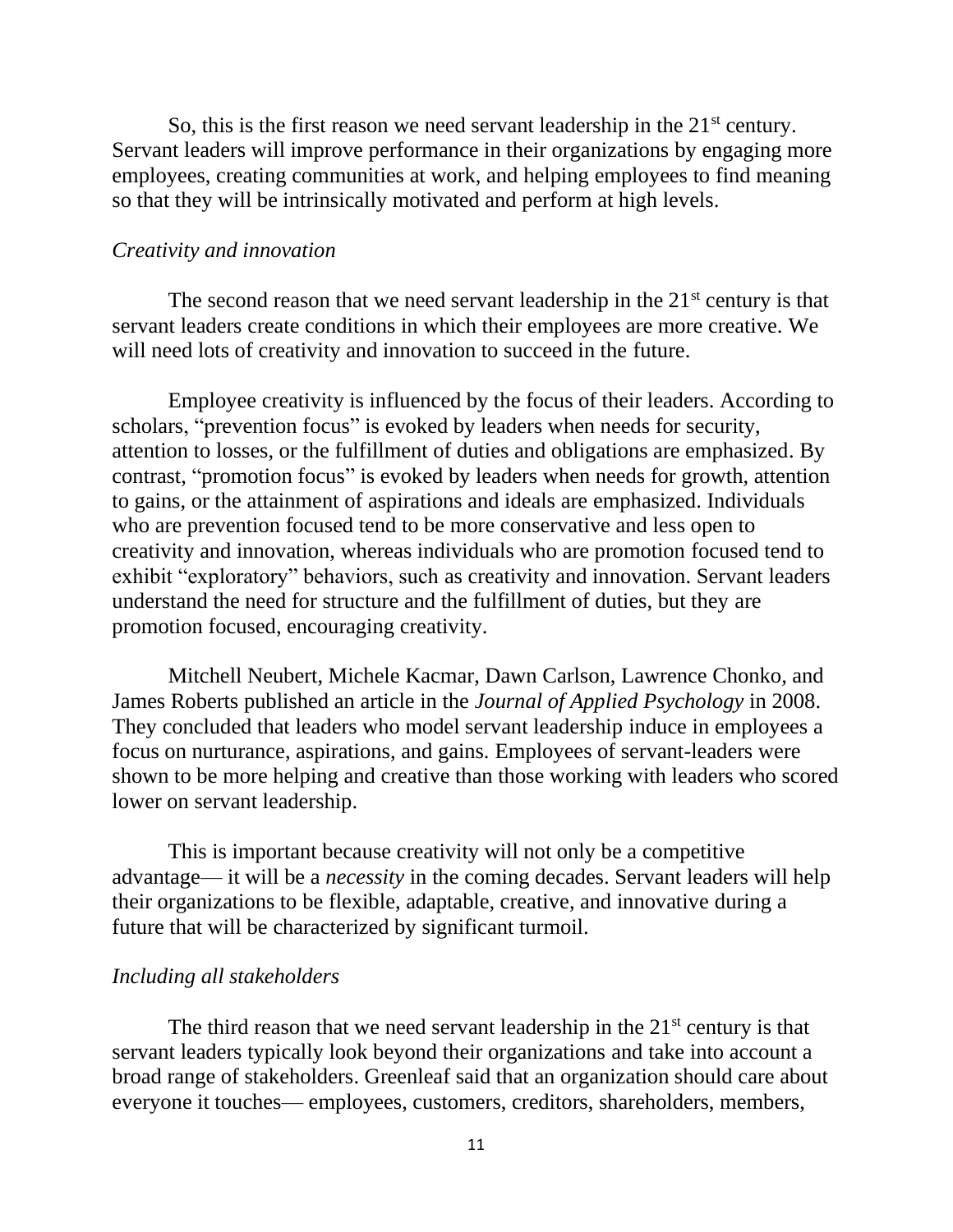So, this is the first reason we need servant leadership in the 21st century. Servant leaders will improve performance in their organizations by engaging more employees, creating communities at work, and helping employees to find meaning so that they will be intrinsically motivated and perform at high levels.

*Creativity and innovation*

The second reason that we need servant leadership in the 21st century is that servant leaders create conditions in which their employees are more creative. We will need lots of creativity and innovation to succeed in the future.

Employee creativity is influenced by the focus of their leaders. According to scholars, "prevention focus" is evoked by leaders when needs for security, attention to losses, or the fulfillment of duties and obligations are emphasized. By contrast, "promotion focus" is evoked by leaders when needs for growth, attention to gains, or the attainment of aspirations and ideals are emphasized. Individuals who are prevention focused tend to be more conservative and less open to creativity and innovation, whereas individuals who are promotion focused tend to exhibit "exploratory" behaviors, such as creativity and innovation. Servant leaders understand the need for structure and the fulfillment of duties, but they are promotion focused, encouraging creativity.

Mitchell Neubert, Michele Kacmar, Dawn Carlson, Lawrence Chonko, and James Roberts published an article in the *Journal of Applied Psychology* in 2008. They concluded that leaders who model servant leadership induce in employees a focus on nurturance, aspirations, and gains. Employees of servant-leaders were shown to be more helping and creative than those working with leaders who scored lower on servant leadership.

This is important because creativity will not only be a competitive advantage— it will be a *necessity* in the coming decades. Servant leaders will help their organizations to be flexible, adaptable, creative, and innovative during a future that will be characterized by significant turmoil.

*Including all stakeholders*

The third reason that we need servant leadership in the 21st century is that servant leaders typically look beyond their organizations and take into account a broad range of stakeholders. Greenleaf said that an organization should care about everyone it touches— employees, customers, creditors, shareholders, members,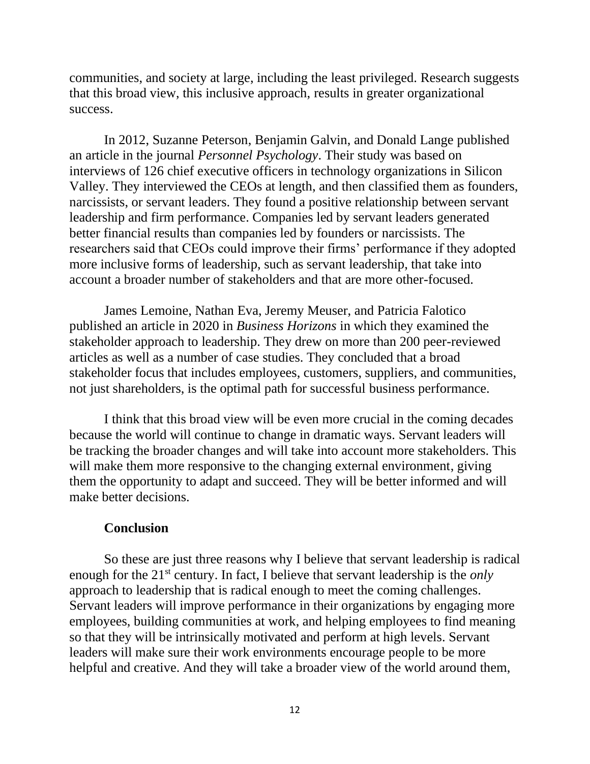communities, and society at large, including the least privileged. Research suggests that this broad view, this inclusive approach, results in greater organizational success.

In 2012, Suzanne Peterson, Benjamin Galvin, and Donald Lange published an article in the journal *Personnel Psychology*. Their study was based on interviews of 126 chief executive officers in technology organizations in Silicon Valley. They interviewed the CEOs at length, and then classified them as founders, narcissists, or servant leaders. They found a positive relationship between servant leadership and firm performance. Companies led by servant leaders generated better financial results than companies led by founders or narcissists. The researchers said that CEOs could improve their firms' performance if they adopted more inclusive forms of leadership, such as servant leadership, that take into account a broader number of stakeholders and that are more other-focused.

James Lemoine, Nathan Eva, Jeremy Meuser, and Patricia Falotico published an article in 2020 in *Business Horizons* in which they examined the stakeholder approach to leadership. They drew on more than 200 peer-reviewed articles as well as a number of case studies. They concluded that a broad stakeholder focus that includes employees, customers, suppliers, and communities, not just shareholders, is the optimal path for successful business performance.

I think that this broad view will be even more crucial in the coming decades because the world will continue to change in dramatic ways. Servant leaders will be tracking the broader changes and will take into account more stakeholders. This will make them more responsive to the changing external environment, giving them the opportunity to adapt and succeed. They will be better informed and will make better decisions.

**Conclusion**

So these are just three reasons why I believe that servant leadership is radical enough for the 21st century. In fact, I believe that servant leadership is the *only* approach to leadership that is radical enough to meet the coming challenges. Servant leaders will improve performance in their organizations by engaging more employees, building communities at work, and helping employees to find meaning so that they will be intrinsically motivated and perform at high levels. Servant leaders will make sure their work environments encourage people to be more helpful and creative. And they will take a broader view of the world around them,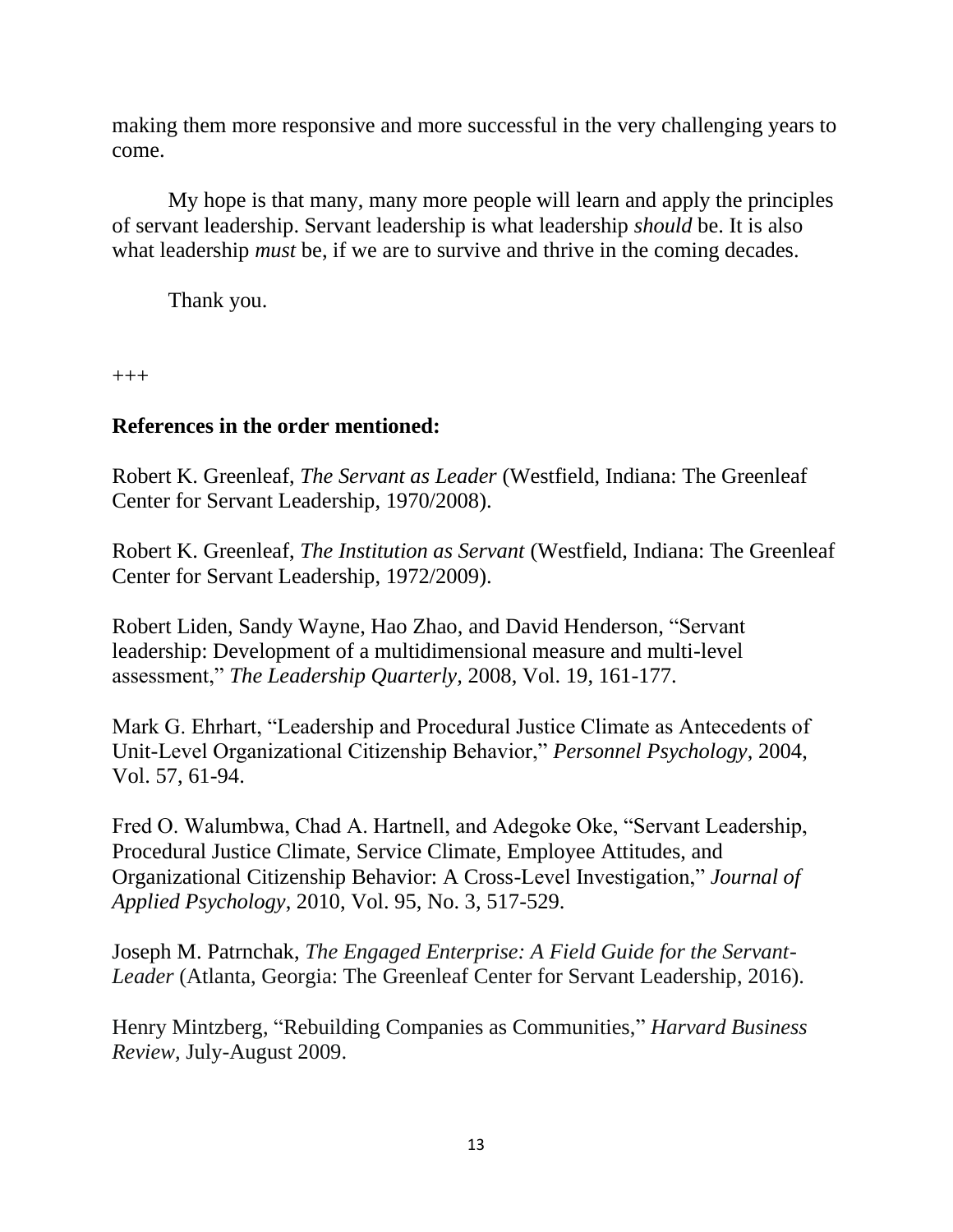making them more responsive and more successful in the very challenging years to come.

My hope is that many, many more people will learn and apply the principles of servant leadership. Servant leadership is what leadership *should* be. It is also what leadership *must* be, if we are to survive and thrive in the coming decades.

Thank you.

+++

**References in the order mentioned:**

Robert K. Greenleaf, *The Servant as Leader* (Westfield, Indiana: The Greenleaf Center for Servant Leadership, 1970/2008).

Robert K. Greenleaf, *The Institution as Servant* (Westfield, Indiana: The Greenleaf Center for Servant Leadership, 1972/2009).

Robert Liden, Sandy Wayne, Hao Zhao, and David Henderson, "Servant leadership: Development of a multidimensional measure and multi-level assessment," *The Leadership Quarterly,* 2008, Vol. 19, 161-177.

Mark G. Ehrhart, "Leadership and Procedural Justice Climate as Antecedents of Unit-Level Organizational Citizenship Behavior," *Personnel Psychology*, 2004, Vol. 57, 61-94.

Fred O. Walumbwa, Chad A. Hartnell, and Adegoke Oke, "Servant Leadership, Procedural Justice Climate, Service Climate, Employee Attitudes, and Organizational Citizenship Behavior: A Cross-Level Investigation," *Journal of Applied Psychology*, 2010, Vol. 95, No. 3, 517-529.

Joseph M. Patrnchak, *The Engaged Enterprise: A Field Guide for the Servant-Leader* (Atlanta, Georgia: The Greenleaf Center for Servant Leadership, 2016).

Henry Mintzberg, "Rebuilding Companies as Communities," *Harvard Business Review*, July-August 2009.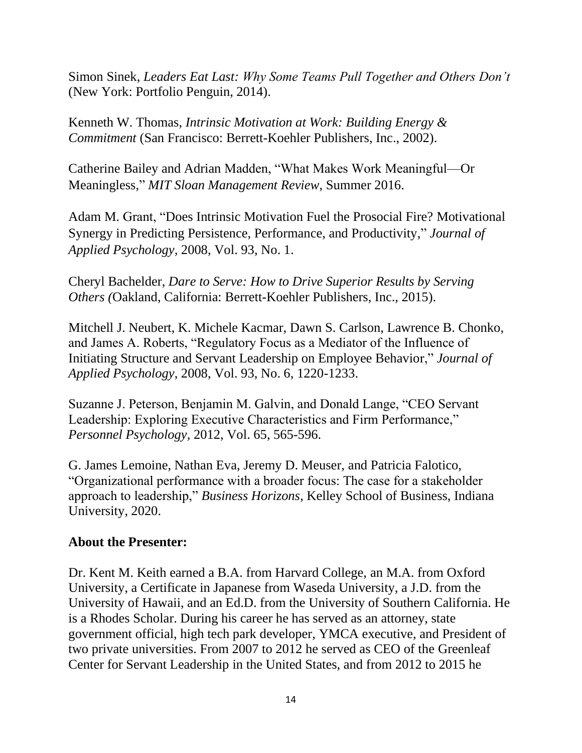Simon Sinek, *Leaders Eat Last: Why Some Teams Pull Together and Others Don't* (New York: Portfolio Penguin, 2014).

Kenneth W. Thomas, *Intrinsic Motivation at Work: Building Energy & Commitment* (San Francisco: Berrett-Koehler Publishers, Inc., 2002).

Catherine Bailey and Adrian Madden, "What Makes Work Meaningful—Or Meaningless," *MIT Sloan Management Review*, Summer 2016.

Adam M. Grant, "Does Intrinsic Motivation Fuel the Prosocial Fire? Motivational Synergy in Predicting Persistence, Performance, and Productivity," *Journal of Applied Psychology*, 2008, Vol. 93, No. 1.

Cheryl Bachelder, *Dare to Serve: How to Drive Superior Results by Serving Others (*Oakland, California: Berrett-Koehler Publishers, Inc., 2015).

Mitchell J. Neubert, K. Michele Kacmar, Dawn S. Carlson, Lawrence B. Chonko, and James A. Roberts, "Regulatory Focus as a Mediator of the Influence of Initiating Structure and Servant Leadership on Employee Behavior," *Journal of Applied Psychology*, 2008, Vol. 93, No. 6, 1220-1233.

Suzanne J. Peterson, Benjamin M. Galvin, and Donald Lange, "CEO Servant Leadership: Exploring Executive Characteristics and Firm Performance," *Personnel Psychology*, 2012, Vol. 65, 565-596.

G. James Lemoine, Nathan Eva, Jeremy D. Meuser, and Patricia Falotico, "Organizational performance with a broader focus: The case for a stakeholder approach to leadership," *Business Horizons*, Kelley School of Business, Indiana University, 2020.

**About the Presenter:**

Dr. Kent M. Keith earned a B.A. from Harvard College, an M.A. from Oxford University, a Certificate in Japanese from Waseda University, a J.D. from the University of Hawaii, and an Ed.D. from the University of Southern California. He is a Rhodes Scholar. During his career he has served as an attorney, state government official, high tech park developer, YMCA executive, and President of two private universities. From 2007 to 2012 he served as CEO of the Greenleaf Center for Servant Leadership in the United States, and from 2012 to 2015 he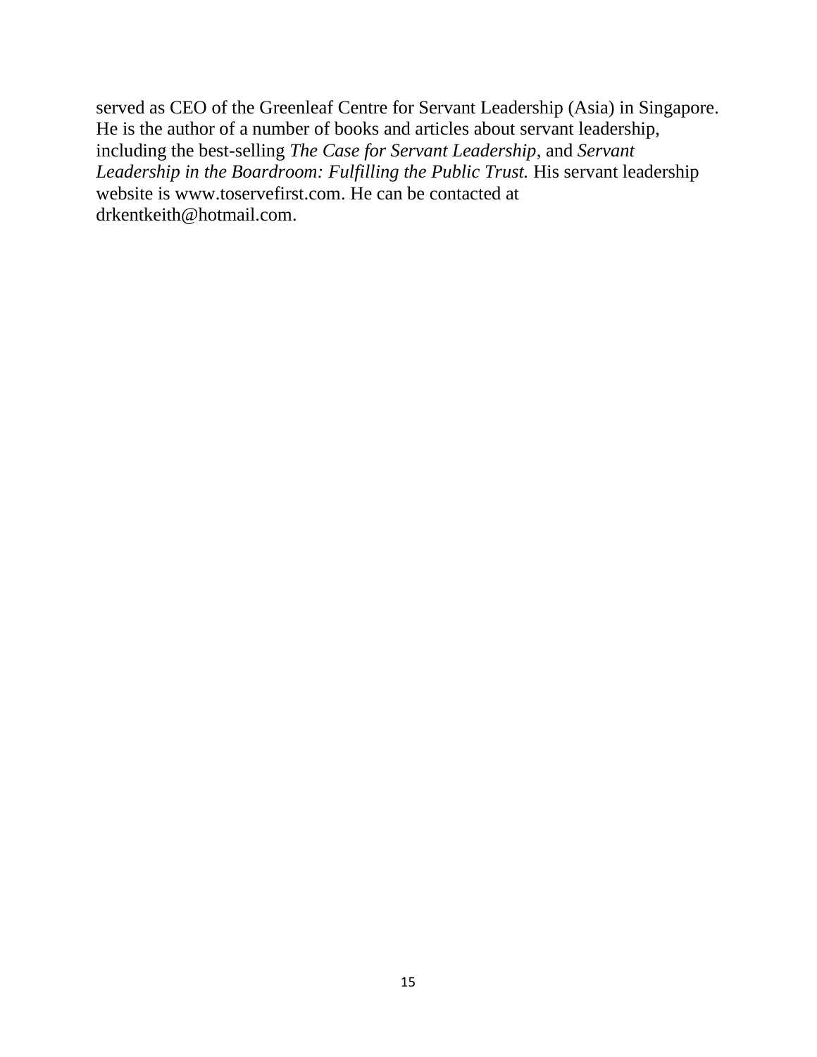served as CEO of the Greenleaf Centre for Servant Leadership (Asia) in Singapore. He is the author of a number of books and articles about servant leadership, including the best-selling *The Case for Servant Leadership*, and *Servant Leadership in the Boardroom: Fulfilling the Public Trust.* His servant leadership website is www.toservefirst.com. He can be contacted at drkentkeith@hotmail.com.